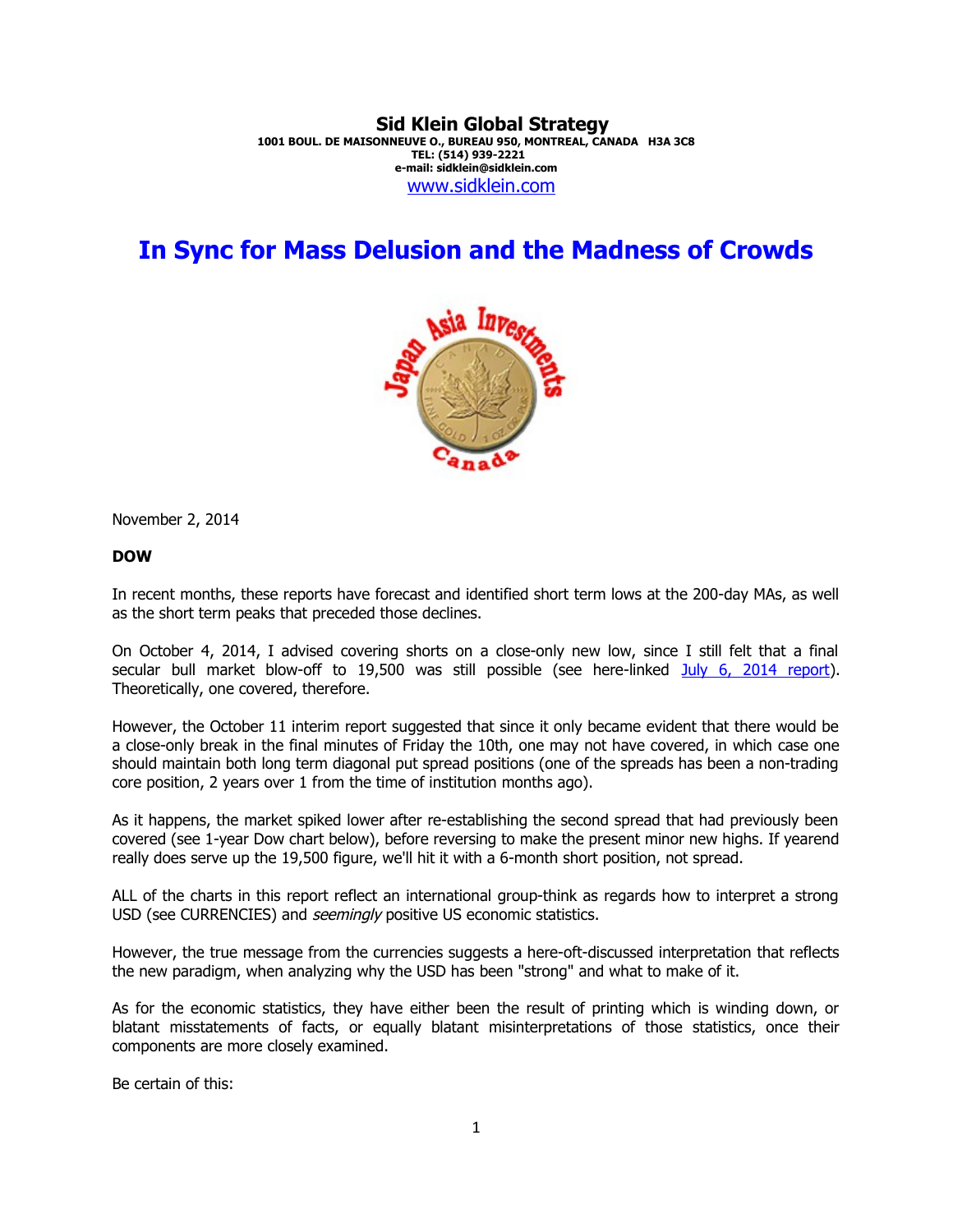**Sid Klein Global Strategy**
**1001 BOUL. DE MAISONNEUVE O., BUREAU 950, MONTREAL, CANADA H3A 3C8**
**TEL: (514) 939-2221**
**e-mail: sidklein@sidklein.com**
www.sidklein.com

# In Sync for Mass Delusion and the Madness of Crowds

November 2, 2014

**DOW**

In recent months, these reports have forecast and identified short term lows at the 200-day MAs, as well as the short term peaks that preceded those declines.

On October 4, 2014, I advised covering shorts on a close-only new low, since I still felt that a final secular bull market blow-off to 19,500 was still possible (see here-linked July 6, 2014 report). Theoretically, one covered, therefore.

However, the October 11 interim report suggested that since it only became evident that there would be a close-only break in the final minutes of Friday the 10th, one may not have covered, in which case one should maintain both long term diagonal put spread positions (one of the spreads has been a non-trading core position, 2 years over 1 from the time of institution months ago).

As it happens, the market spiked lower after re-establishing the second spread that had previously been covered (see 1-year Dow chart below), before reversing to make the present minor new highs. If yearend really does serve up the 19,500 figure, we'll hit it with a 6-month short position, not spread.

ALL of the charts in this report reflect an international group-think as regards how to interpret a strong USD (see CURRENCIES) and *seemingly* positive US economic statistics.

However, the true message from the currencies suggests a here-oft-discussed interpretation that reflects the new paradigm, when analyzing why the USD has been "strong" and what to make of it.

As for the economic statistics, they have either been the result of printing which is winding down, or blatant misstatements of facts, or equally blatant misinterpretations of those statistics, once their components are more closely examined.

Be certain of this: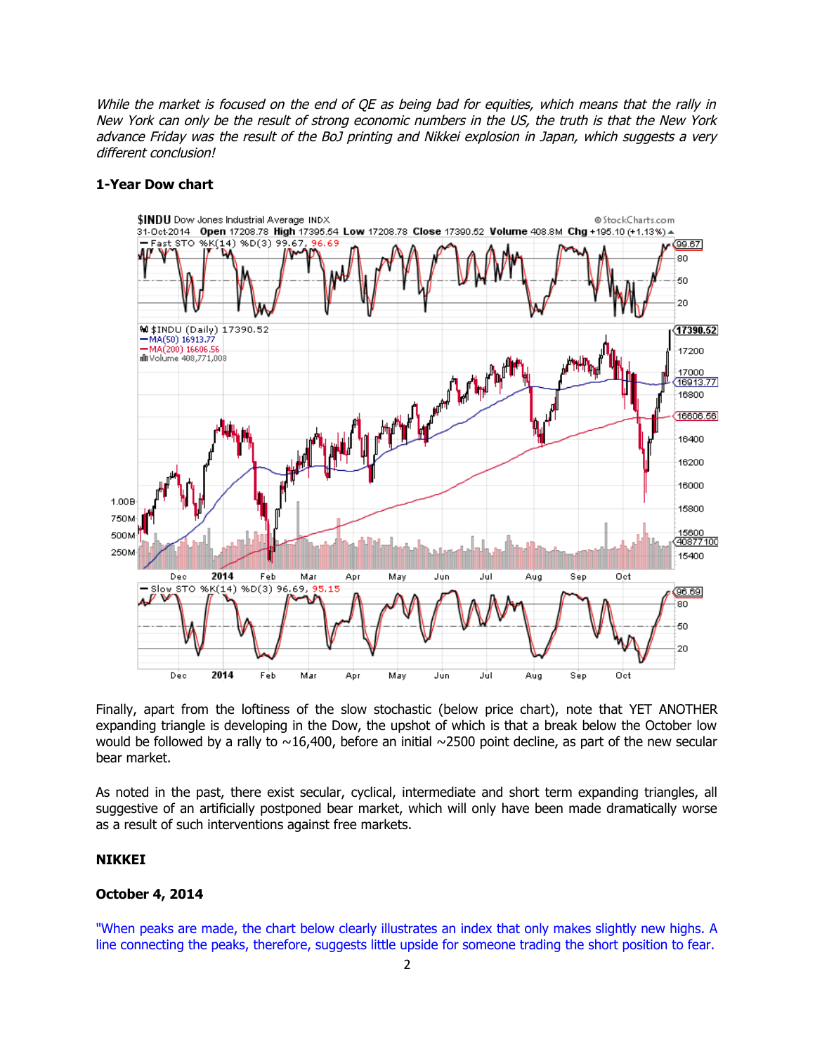*While the market is focused on the end of QE as being bad for equities, which means that the rally in New York can only be the result of strong economic numbers in the US, the truth is that the New York advance Friday was the result of the BoJ printing and Nikkei explosion in Japan, which suggests a very different conclusion!*

**1-Year Dow chart**

Finally, apart from the loftiness of the slow stochastic (below price chart), note that YET ANOTHER expanding triangle is developing in the Dow, the upshot of which is that a break below the October low would be followed by a rally to ~16,400, before an initial ~2500 point decline, as part of the new secular bear market.

As noted in the past, there exist secular, cyclical, intermediate and short term expanding triangles, all suggestive of an artificially postponed bear market, which will only have been made dramatically worse as a result of such interventions against free markets.

**NIKKEI**

**October 4, 2014**

"When peaks are made, the chart below clearly illustrates an index that only makes slightly new highs. A line connecting the peaks, therefore, suggests little upside for someone trading the short position to fear.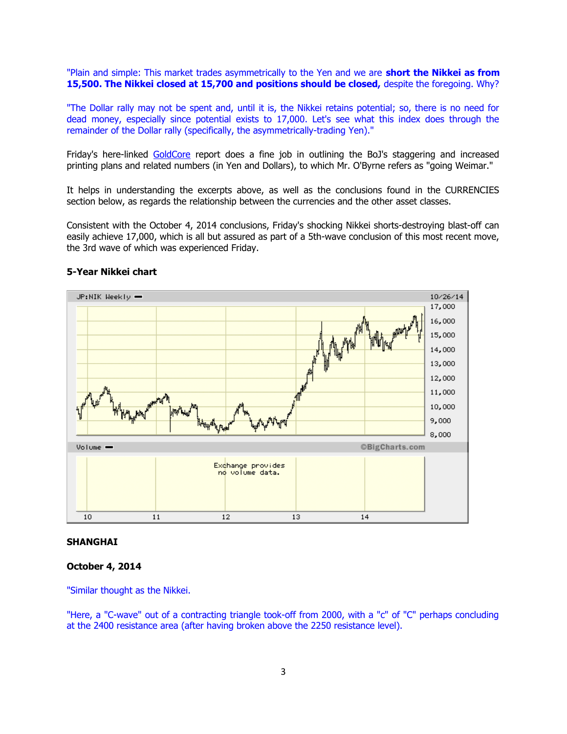"Plain and simple: This market trades asymmetrically to the Yen and we are **short the Nikkei as from 15,500. The Nikkei closed at 15,700 and positions should be closed,** despite the foregoing. Why?

"The Dollar rally may not be spent and, until it is, the Nikkei retains potential; so, there is no need for dead money, especially since potential exists to 17,000. Let's see what this index does through the remainder of the Dollar rally (specifically, the asymmetrically-trading Yen)."

Friday's here-linked GoldCore report does a fine job in outlining the BoJ's staggering and increased printing plans and related numbers (in Yen and Dollars), to which Mr. O'Byrne refers as "going Weimar."

It helps in understanding the excerpts above, as well as the conclusions found in the CURRENCIES section below, as regards the relationship between the currencies and the other asset classes.

Consistent with the October 4, 2014 conclusions, Friday's shocking Nikkei shorts-destroying blast-off can easily achieve 17,000, which is all but assured as part of a 5th-wave conclusion of this most recent move, the 3rd wave of which was experienced Friday.

**5-Year Nikkei chart**

**SHANGHAI**

**October 4, 2014**

"Similar thought as the Nikkei.

"Here, a "C-wave" out of a contracting triangle took-off from 2000, with a "c" of "C" perhaps concluding at the 2400 resistance area (after having broken above the 2250 resistance level).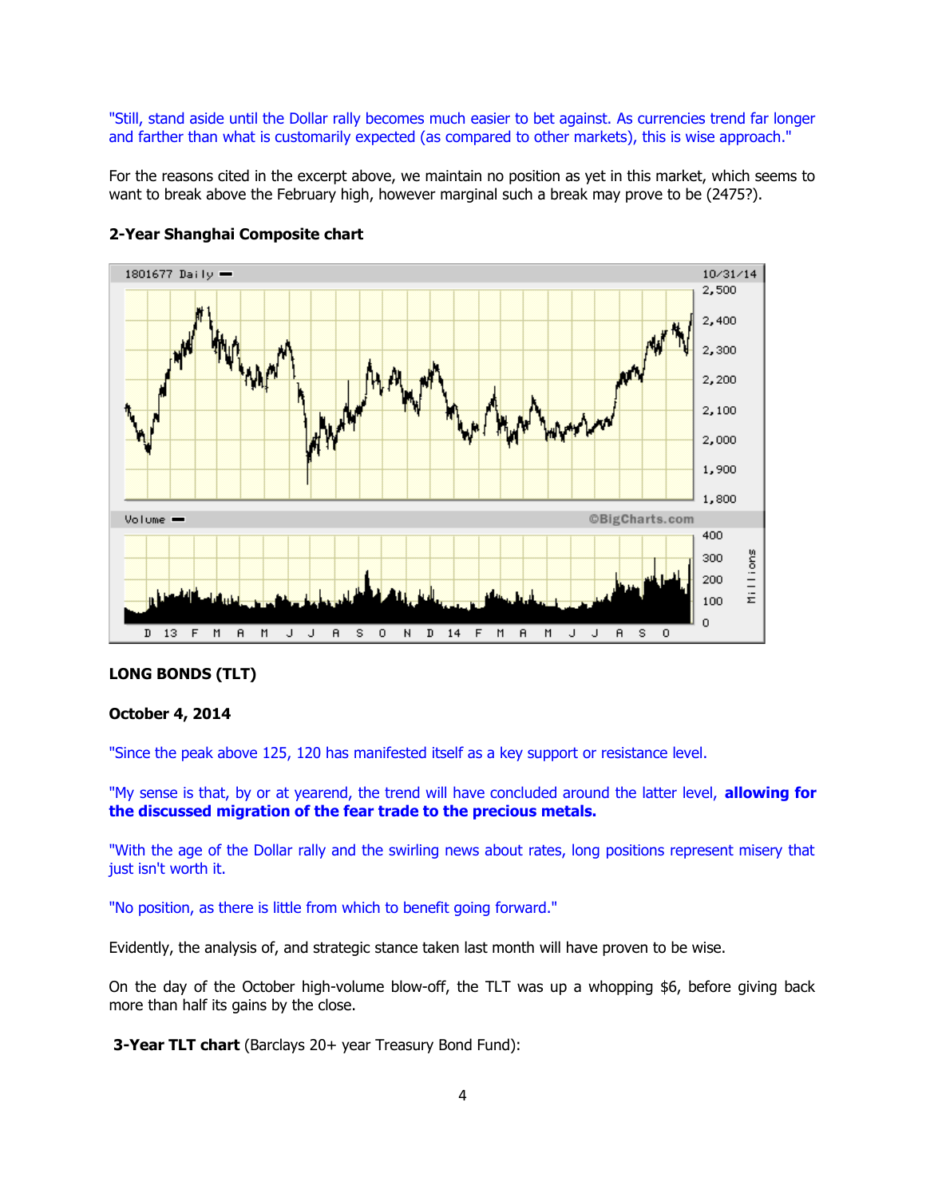"Still, stand aside until the Dollar rally becomes much easier to bet against. As currencies trend far longer and farther than what is customarily expected (as compared to other markets), this is wise approach."

For the reasons cited in the excerpt above, we maintain no position as yet in this market, which seems to want to break above the February high, however marginal such a break may prove to be (2475?).

**2-Year Shanghai Composite chart**

**LONG BONDS (TLT)**

**October 4, 2014**

"Since the peak above 125, 120 has manifested itself as a key support or resistance level.

"My sense is that, by or at yearend, the trend will have concluded around the latter level, **allowing for the discussed migration of the fear trade to the precious metals.**

"With the age of the Dollar rally and the swirling news about rates, long positions represent misery that just isn't worth it.

"No position, as there is little from which to benefit going forward."

Evidently, the analysis of, and strategic stance taken last month will have proven to be wise.

On the day of the October high-volume blow-off, the TLT was up a whopping $6, before giving back more than half its gains by the close.

**3-Year TLT chart** (Barclays 20+ year Treasury Bond Fund):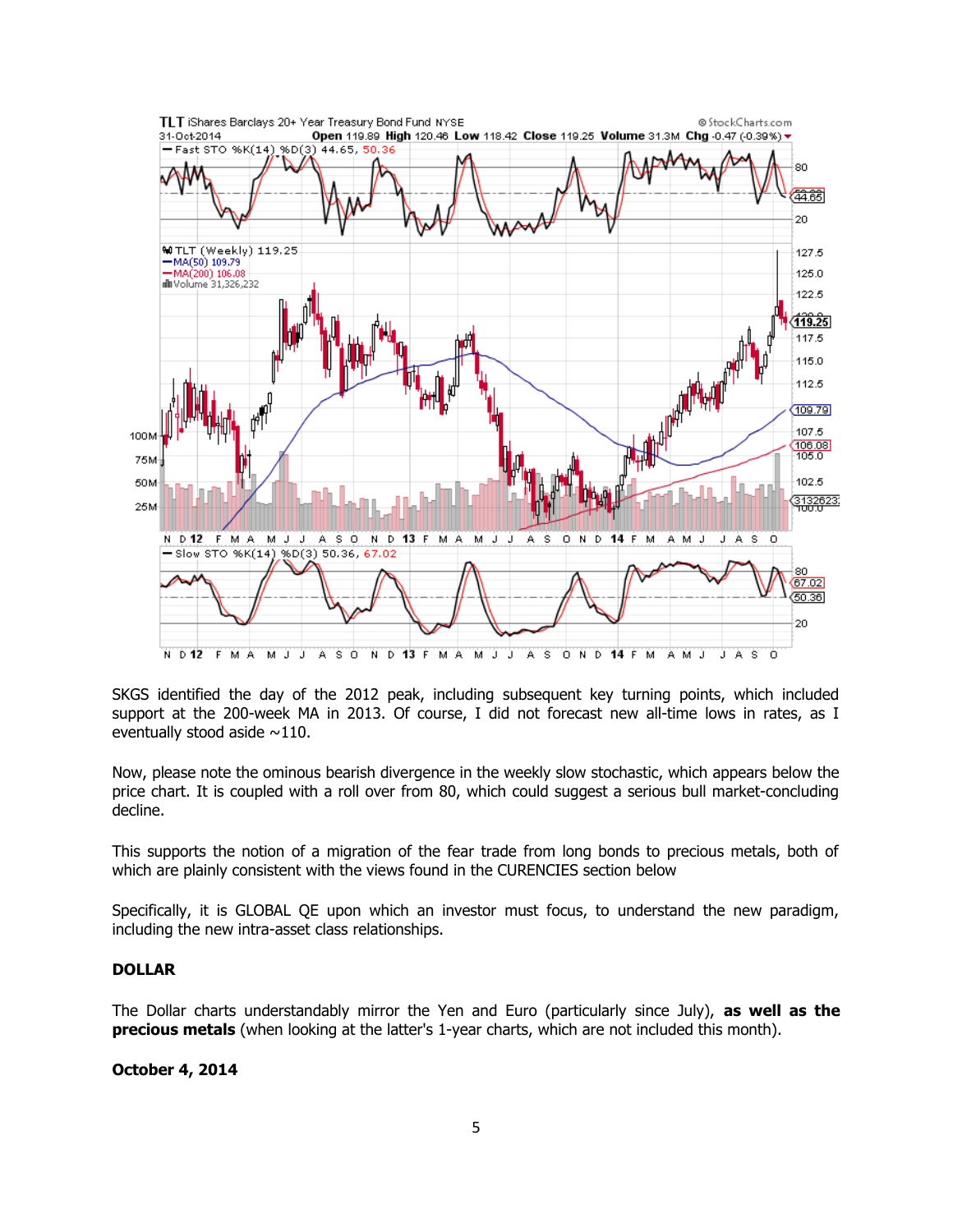SKGS identified the day of the 2012 peak, including subsequent key turning points, which included support at the 200-week MA in 2013. Of course, I did not forecast new all-time lows in rates, as I eventually stood aside ~110.

Now, please note the ominous bearish divergence in the weekly slow stochastic, which appears below the price chart. It is coupled with a roll over from 80, which could suggest a serious bull market-concluding decline.

This supports the notion of a migration of the fear trade from long bonds to precious metals, both of which are plainly consistent with the views found in the CURENCIES section below

Specifically, it is GLOBAL QE upon which an investor must focus, to understand the new paradigm, including the new intra-asset class relationships.

**DOLLAR**

The Dollar charts understandably mirror the Yen and Euro (particularly since July), **as well as the precious metals** (when looking at the latter's 1-year charts, which are not included this month).

**October 4, 2014**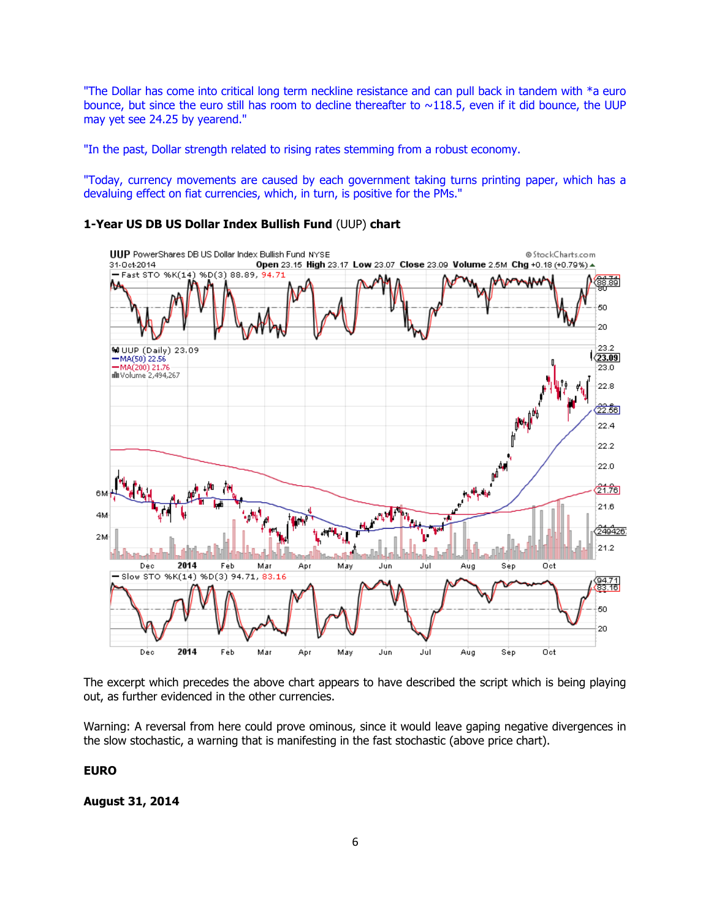"The Dollar has come into critical long term neckline resistance and can pull back in tandem with *a euro bounce, but since the euro still has room to decline thereafter to ~118.5, even if it did bounce, the UUP may yet see 24.25 by yearend."

"In the past, Dollar strength related to rising rates stemming from a robust economy.

"Today, currency movements are caused by each government taking turns printing paper, which has a devaluing effect on fiat currencies, which, in turn, is positive for the PMs."

**1-Year US DB US Dollar Index Bullish Fund** (UUP) **chart**

The excerpt which precedes the above chart appears to have described the script which is being playing out, as further evidenced in the other currencies.

Warning: A reversal from here could prove ominous, since it would leave gaping negative divergences in the slow stochastic, a warning that is manifesting in the fast stochastic (above price chart).

**EURO**

**August 31, 2014**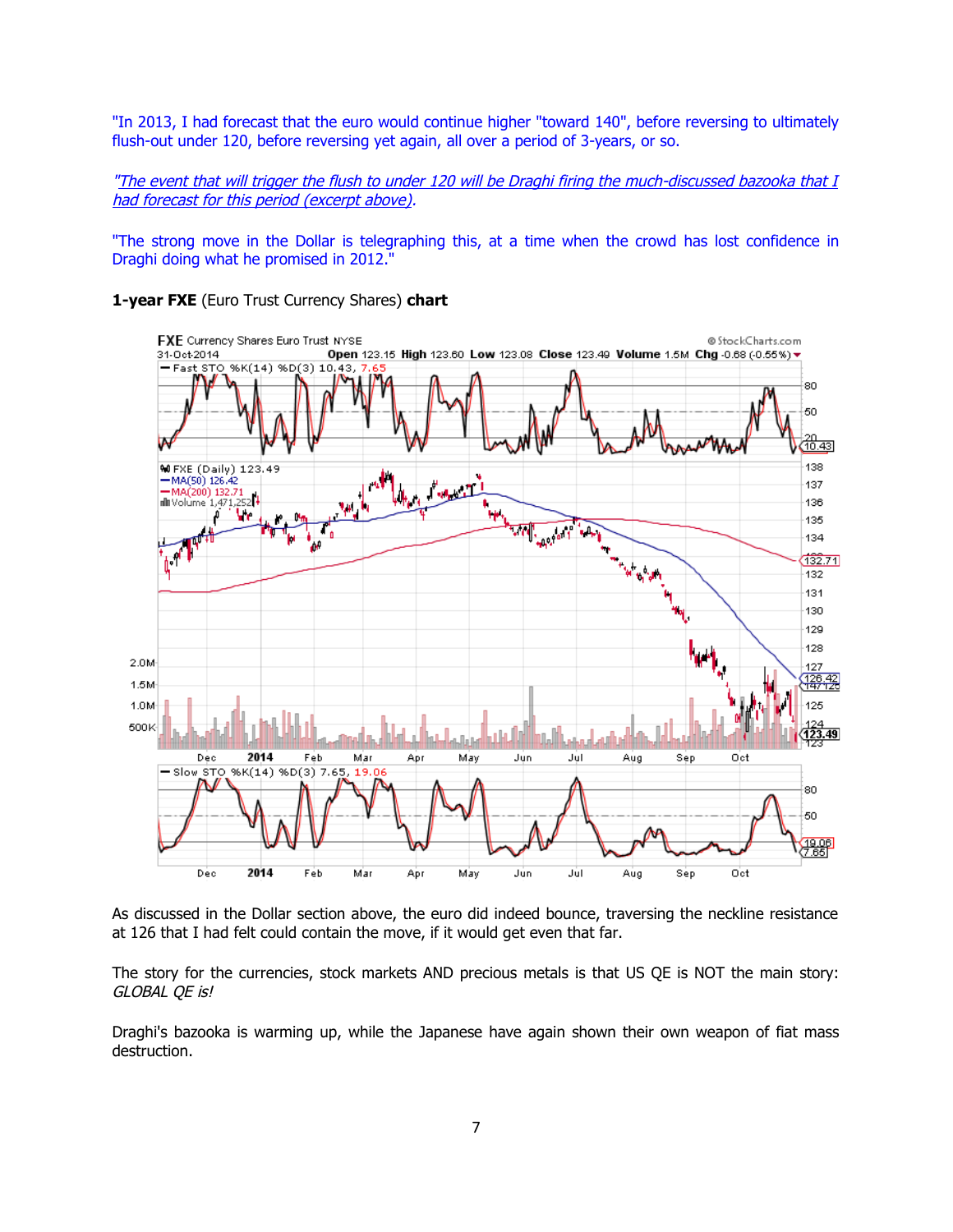"In 2013, I had forecast that the euro would continue higher "toward 140", before reversing to ultimately flush-out under 120, before reversing yet again, all over a period of 3-years, or so.

*"The event that will trigger the flush to under 120 will be Draghi firing the much-discussed bazooka that I had forecast for this period (excerpt above).*

"The strong move in the Dollar is telegraphing this, at a time when the crowd has lost confidence in Draghi doing what he promised in 2012."

**1-year FXE** (Euro Trust Currency Shares) **chart**

As discussed in the Dollar section above, the euro did indeed bounce, traversing the neckline resistance at 126 that I had felt could contain the move, if it would get even that far.

The story for the currencies, stock markets AND precious metals is that US QE is NOT the main story: *GLOBAL QE is!*

Draghi's bazooka is warming up, while the Japanese have again shown their own weapon of fiat mass destruction.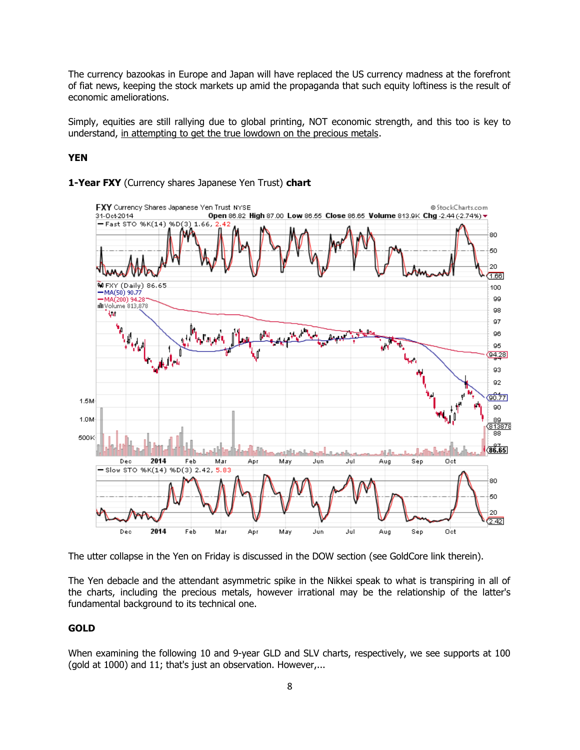The currency bazookas in Europe and Japan will have replaced the US currency madness at the forefront of fiat news, keeping the stock markets up amid the propaganda that such equity loftiness is the result of economic ameliorations.

Simply, equities are still rallying due to global printing, NOT economic strength, and this too is key to understand, in attempting to get the true lowdown on the precious metals.

**YEN**

**1-Year FXY** (Currency shares Japanese Yen Trust) **chart**

The utter collapse in the Yen on Friday is discussed in the DOW section (see GoldCore link therein).

The Yen debacle and the attendant asymmetric spike in the Nikkei speak to what is transpiring in all of the charts, including the precious metals, however irrational may be the relationship of the latter's fundamental background to its technical one.

**GOLD**

When examining the following 10 and 9-year GLD and SLV charts, respectively, we see supports at 100 (gold at 1000) and 11; that's just an observation. However,...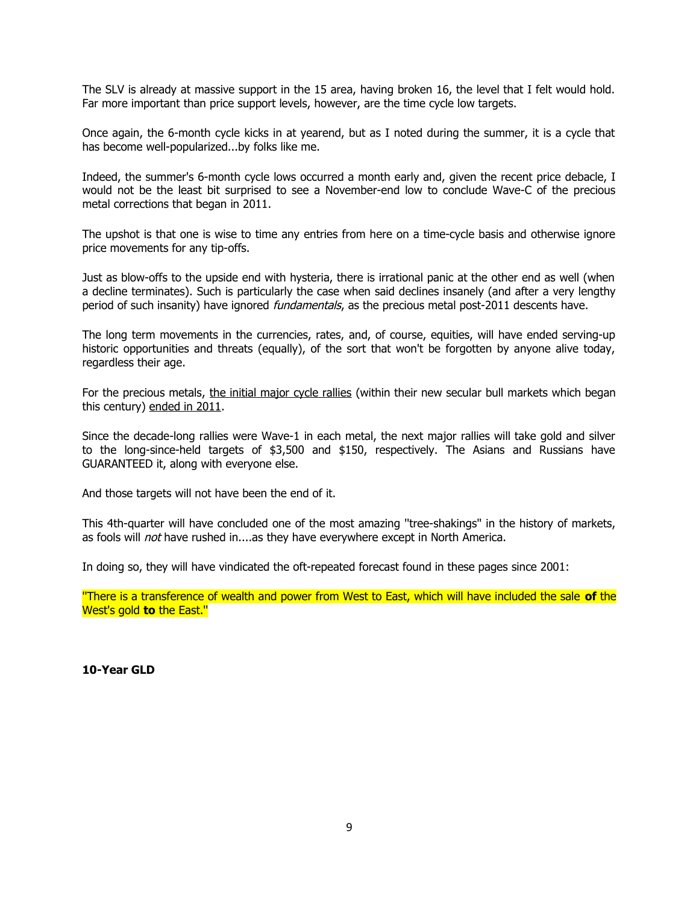The SLV is already at massive support in the 15 area, having broken 16, the level that I felt would hold. Far more important than price support levels, however, are the time cycle low targets.

Once again, the 6-month cycle kicks in at yearend, but as I noted during the summer, it is a cycle that has become well-popularized...by folks like me.

Indeed, the summer's 6-month cycle lows occurred a month early and, given the recent price debacle, I would not be the least bit surprised to see a November-end low to conclude Wave-C of the precious metal corrections that began in 2011.

The upshot is that one is wise to time any entries from here on a time-cycle basis and otherwise ignore price movements for any tip-offs.

Just as blow-offs to the upside end with hysteria, there is irrational panic at the other end as well (when a decline terminates). Such is particularly the case when said declines insanely (and after a very lengthy period of such insanity) have ignored *fundamentals*, as the precious metal post-2011 descents have.

The long term movements in the currencies, rates, and, of course, equities, will have ended serving-up historic opportunities and threats (equally), of the sort that won't be forgotten by anyone alive today, regardless their age.

For the precious metals, <u>the initial major cycle rallies</u> (within their new secular bull markets which began this century) <u>ended in 2011</u>.

Since the decade-long rallies were Wave-1 in each metal, the next major rallies will take gold and silver to the long-since-held targets of $3,500 and $150, respectively. The Asians and Russians have GUARANTEED it, along with everyone else.

And those targets will not have been the end of it.

This 4th-quarter will have concluded one of the most amazing "tree-shakings" in the history of markets, as fools will *not* have rushed in....as they have everywhere except in North America.

In doing so, they will have vindicated the oft-repeated forecast found in these pages since 2001:

"There is a transference of wealth and power from West to East, which will have included the sale **of** the West's gold **to** the East."

**10-Year GLD**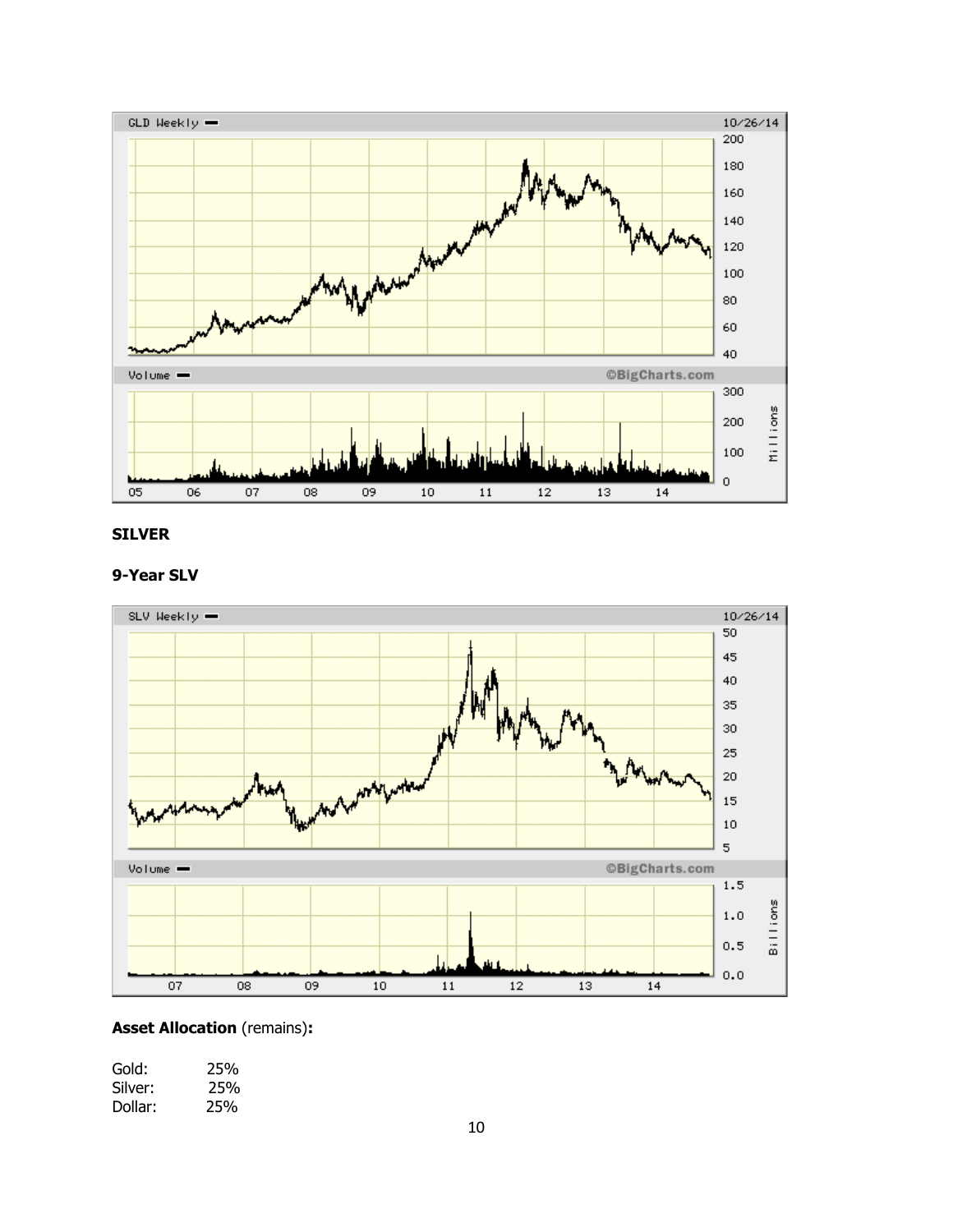## SILVER

### 9-Year SLV

**Asset Allocation** (remains)**:**

Gold: 25%
Silver: 25%
Dollar: 25%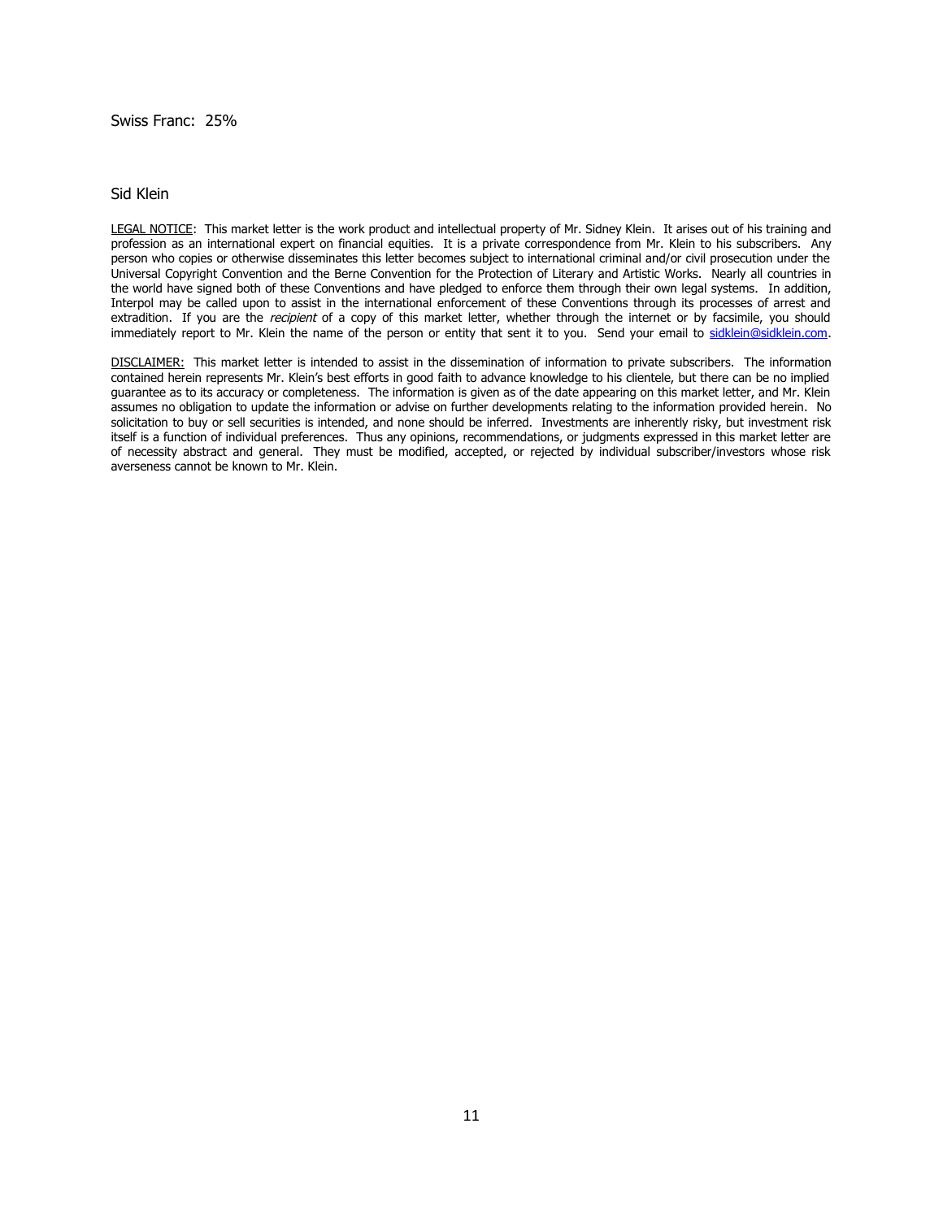Swiss Franc: 25%

Sid Klein

<u>LEGAL NOTICE</u>: This market letter is the work product and intellectual property of Mr. Sidney Klein. It arises out of his training and profession as an international expert on financial equities. It is a private correspondence from Mr. Klein to his subscribers. Any person who copies or otherwise disseminates this letter becomes subject to international criminal and/or civil prosecution under the Universal Copyright Convention and the Berne Convention for the Protection of Literary and Artistic Works. Nearly all countries in the world have signed both of these Conventions and have pledged to enforce them through their own legal systems. In addition, Interpol may be called upon to assist in the international enforcement of these Conventions through its processes of arrest and extradition. If you are the *recipient* of a copy of this market letter, whether through the internet or by facsimile, you should immediately report to Mr. Klein the name of the person or entity that sent it to you. Send your email to sidklein@sidklein.com.

<u>DISCLAIMER:</u> This market letter is intended to assist in the dissemination of information to private subscribers. The information contained herein represents Mr. Klein's best efforts in good faith to advance knowledge to his clientele, but there can be no implied guarantee as to its accuracy or completeness. The information is given as of the date appearing on this market letter, and Mr. Klein assumes no obligation to update the information or advise on further developments relating to the information provided herein. No solicitation to buy or sell securities is intended, and none should be inferred. Investments are inherently risky, but investment risk itself is a function of individual preferences. Thus any opinions, recommendations, or judgments expressed in this market letter are of necessity abstract and general. They must be modified, accepted, or rejected by individual subscriber/investors whose risk averseness cannot be known to Mr. Klein.